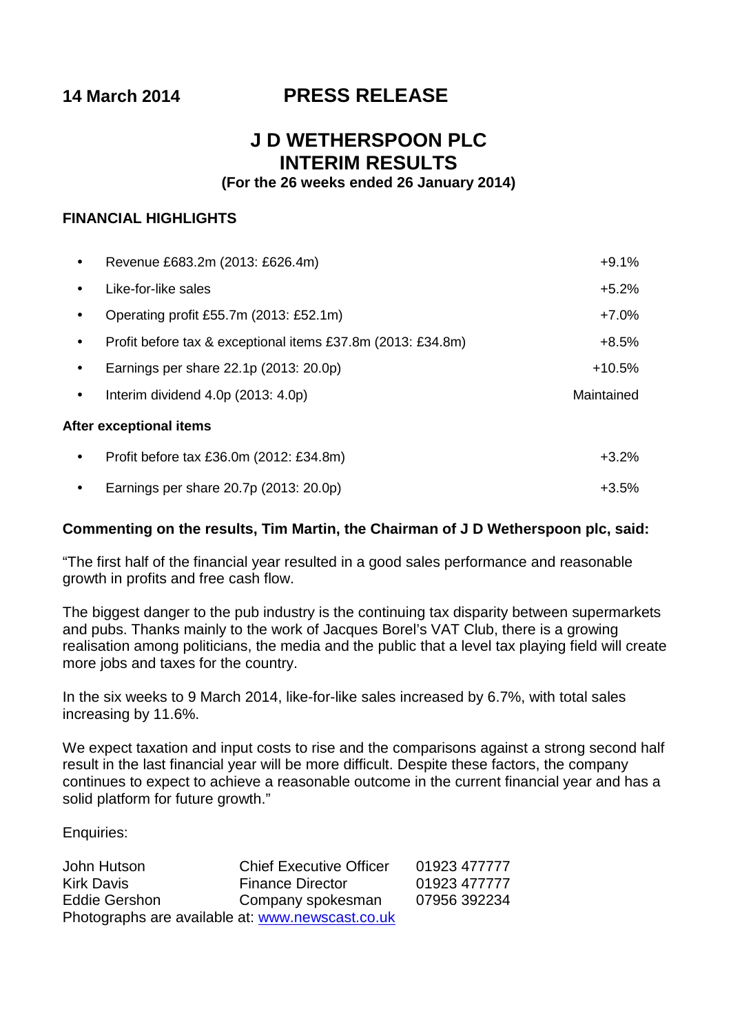**14 March 2014** **PRESS RELEASE**

# J D WETHERSPOON PLC
# INTERIM RESULTS

**(For the 26 weeks ended 26 January 2014)**

## FINANCIAL HIGHLIGHTS

| | |
|---|---|
| • Revenue £683.2m (2013: £626.4m) | +9.1% |
| • Like-for-like sales | +5.2% |
| • Operating profit £55.7m (2013: £52.1m) | +7.0% |
| • Profit before tax & exceptional items £37.8m (2013: £34.8m) | +8.5% |
| • Earnings per share 22.1p (2013: 20.0p) | +10.5% |
| • Interim dividend 4.0p (2013: 4.0p) | Maintained |

**After exceptional items**

| | |
|---|---|
| • Profit before tax £36.0m (2012: £34.8m) | +3.2% |
| • Earnings per share 20.7p (2013: 20.0p) | +3.5% |

**Commenting on the results, Tim Martin, the Chairman of J D Wetherspoon plc, said:**

"The first half of the financial year resulted in a good sales performance and reasonable growth in profits and free cash flow.

The biggest danger to the pub industry is the continuing tax disparity between supermarkets and pubs. Thanks mainly to the work of Jacques Borel's VAT Club, there is a growing realisation among politicians, the media and the public that a level tax playing field will create more jobs and taxes for the country.

In the six weeks to 9 March 2014, like-for-like sales increased by 6.7%, with total sales increasing by 11.6%.

We expect taxation and input costs to rise and the comparisons against a strong second half result in the last financial year will be more difficult. Despite these factors, the company continues to expect to achieve a reasonable outcome in the current financial year and has a solid platform for future growth."

Enquiries:

| | | |
|---|---|---|
| John Hutson | Chief Executive Officer | 01923 477777 |
| Kirk Davis | Finance Director | 01923 477777 |
| Eddie Gershon | Company spokesman | 07956 392234 |

Photographs are available at: www.newscast.co.uk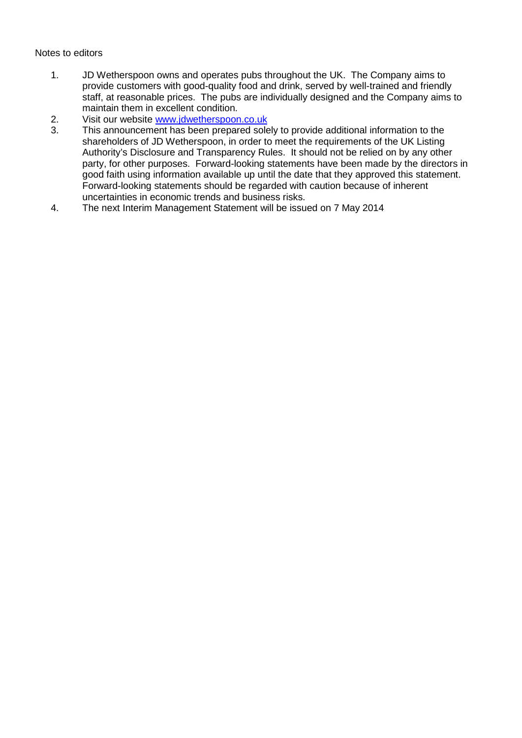Notes to editors

1. JD Wetherspoon owns and operates pubs throughout the UK. The Company aims to provide customers with good-quality food and drink, served by well-trained and friendly staff, at reasonable prices. The pubs are individually designed and the Company aims to maintain them in excellent condition.
2. Visit our website [www.jdwetherspoon.co.uk](http://www.jdwetherspoon.co.uk)
3. This announcement has been prepared solely to provide additional information to the shareholders of JD Wetherspoon, in order to meet the requirements of the UK Listing Authority's Disclosure and Transparency Rules. It should not be relied on by any other party, for other purposes. Forward-looking statements have been made by the directors in good faith using information available up until the date that they approved this statement. Forward-looking statements should be regarded with caution because of inherent uncertainties in economic trends and business risks.
4. The next Interim Management Statement will be issued on 7 May 2014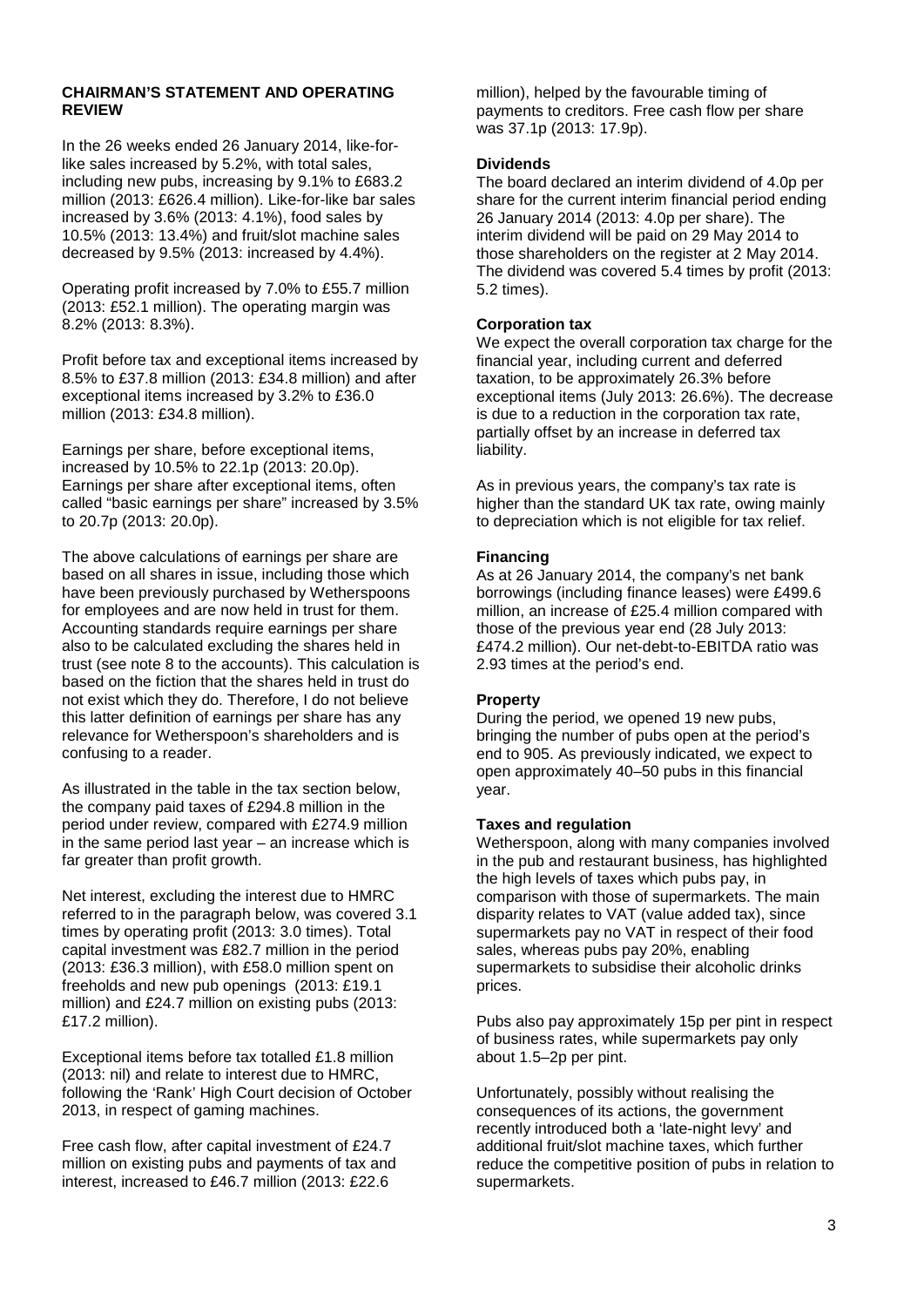**CHAIRMAN'S STATEMENT AND OPERATING REVIEW**

In the 26 weeks ended 26 January 2014, like-for-like sales increased by 5.2%, with total sales, including new pubs, increasing by 9.1% to £683.2 million (2013: £626.4 million). Like-for-like bar sales increased by 3.6% (2013: 4.1%), food sales by 10.5% (2013: 13.4%) and fruit/slot machine sales decreased by 9.5% (2013: increased by 4.4%).

Operating profit increased by 7.0% to £55.7 million (2013: £52.1 million). The operating margin was 8.2% (2013: 8.3%).

Profit before tax and exceptional items increased by 8.5% to £37.8 million (2013: £34.8 million) and after exceptional items increased by 3.2% to £36.0 million (2013: £34.8 million).

Earnings per share, before exceptional items, increased by 10.5% to 22.1p (2013: 20.0p). Earnings per share after exceptional items, often called "basic earnings per share" increased by 3.5% to 20.7p (2013: 20.0p).

The above calculations of earnings per share are based on all shares in issue, including those which have been previously purchased by Wetherspoons for employees and are now held in trust for them. Accounting standards require earnings per share also to be calculated excluding the shares held in trust (see note 8 to the accounts). This calculation is based on the fiction that the shares held in trust do not exist which they do. Therefore, I do not believe this latter definition of earnings per share has any relevance for Wetherspoon's shareholders and is confusing to a reader.

As illustrated in the table in the tax section below, the company paid taxes of £294.8 million in the period under review, compared with £274.9 million in the same period last year – an increase which is far greater than profit growth.

Net interest, excluding the interest due to HMRC referred to in the paragraph below, was covered 3.1 times by operating profit (2013: 3.0 times). Total capital investment was £82.7 million in the period (2013: £36.3 million), with £58.0 million spent on freeholds and new pub openings (2013: £19.1 million) and £24.7 million on existing pubs (2013: £17.2 million).

Exceptional items before tax totalled £1.8 million (2013: nil) and relate to interest due to HMRC, following the 'Rank' High Court decision of October 2013, in respect of gaming machines.

Free cash flow, after capital investment of £24.7 million on existing pubs and payments of tax and interest, increased to £46.7 million (2013: £22.6 million), helped by the favourable timing of payments to creditors. Free cash flow per share was 37.1p (2013: 17.9p).

**Dividends**

The board declared an interim dividend of 4.0p per share for the current interim financial period ending 26 January 2014 (2013: 4.0p per share). The interim dividend will be paid on 29 May 2014 to those shareholders on the register at 2 May 2014. The dividend was covered 5.4 times by profit (2013: 5.2 times).

**Corporation tax**

We expect the overall corporation tax charge for the financial year, including current and deferred taxation, to be approximately 26.3% before exceptional items (July 2013: 26.6%). The decrease is due to a reduction in the corporation tax rate, partially offset by an increase in deferred tax liability.

As in previous years, the company's tax rate is higher than the standard UK tax rate, owing mainly to depreciation which is not eligible for tax relief.

**Financing**

As at 26 January 2014, the company's net bank borrowings (including finance leases) were £499.6 million, an increase of £25.4 million compared with those of the previous year end (28 July 2013: £474.2 million). Our net-debt-to-EBITDA ratio was 2.93 times at the period's end.

**Property**

During the period, we opened 19 new pubs, bringing the number of pubs open at the period's end to 905. As previously indicated, we expect to open approximately 40–50 pubs in this financial year.

**Taxes and regulation**

Wetherspoon, along with many companies involved in the pub and restaurant business, has highlighted the high levels of taxes which pubs pay, in comparison with those of supermarkets. The main disparity relates to VAT (value added tax), since supermarkets pay no VAT in respect of their food sales, whereas pubs pay 20%, enabling supermarkets to subsidise their alcoholic drinks prices.

Pubs also pay approximately 15p per pint in respect of business rates, while supermarkets pay only about 1.5–2p per pint.

Unfortunately, possibly without realising the consequences of its actions, the government recently introduced both a 'late-night levy' and additional fruit/slot machine taxes, which further reduce the competitive position of pubs in relation to supermarkets.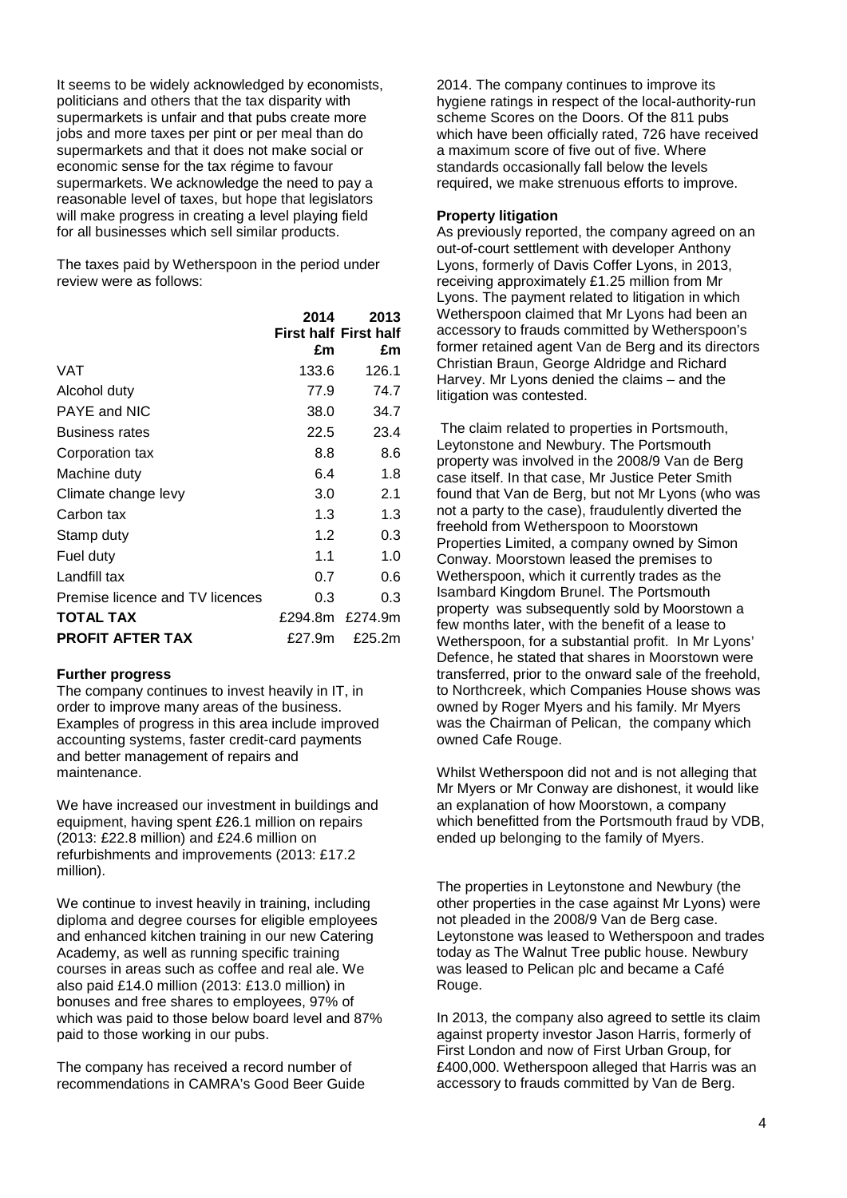It seems to be widely acknowledged by economists, politicians and others that the tax disparity with supermarkets is unfair and that pubs create more jobs and more taxes per pint or per meal than do supermarkets and that it does not make social or economic sense for the tax régime to favour supermarkets. We acknowledge the need to pay a reasonable level of taxes, but hope that legislators will make progress in creating a level playing field for all businesses which sell similar products.

The taxes paid by Wetherspoon in the period under review were as follows:

| | 2014 First half £m | 2013 First half £m |
|---|---|---|
| VAT | 133.6 | 126.1 |
| Alcohol duty | 77.9 | 74.7 |
| PAYE and NIC | 38.0 | 34.7 |
| Business rates | 22.5 | 23.4 |
| Corporation tax | 8.8 | 8.6 |
| Machine duty | 6.4 | 1.8 |
| Climate change levy | 3.0 | 2.1 |
| Carbon tax | 1.3 | 1.3 |
| Stamp duty | 1.2 | 0.3 |
| Fuel duty | 1.1 | 1.0 |
| Landfill tax | 0.7 | 0.6 |
| Premise licence and TV licences | 0.3 | 0.3 |
| **TOTAL TAX** | £294.8m | £274.9m |
| **PROFIT AFTER TAX** | £27.9m | £25.2m |

**Further progress**

The company continues to invest heavily in IT, in order to improve many areas of the business. Examples of progress in this area include improved accounting systems, faster credit-card payments and better management of repairs and maintenance.

We have increased our investment in buildings and equipment, having spent £26.1 million on repairs (2013: £22.8 million) and £24.6 million on refurbishments and improvements (2013: £17.2 million).

We continue to invest heavily in training, including diploma and degree courses for eligible employees and enhanced kitchen training in our new Catering Academy, as well as running specific training courses in areas such as coffee and real ale. We also paid £14.0 million (2013: £13.0 million) in bonuses and free shares to employees, 97% of which was paid to those below board level and 87% paid to those working in our pubs.

The company has received a record number of recommendations in CAMRA's Good Beer Guide 2014. The company continues to improve its hygiene ratings in respect of the local-authority-run scheme Scores on the Doors. Of the 811 pubs which have been officially rated, 726 have received a maximum score of five out of five. Where standards occasionally fall below the levels required, we make strenuous efforts to improve.

**Property litigation**

As previously reported, the company agreed on an out-of-court settlement with developer Anthony Lyons, formerly of Davis Coffer Lyons, in 2013, receiving approximately £1.25 million from Mr Lyons. The payment related to litigation in which Wetherspoon claimed that Mr Lyons had been an accessory to frauds committed by Wetherspoon's former retained agent Van de Berg and its directors Christian Braun, George Aldridge and Richard Harvey. Mr Lyons denied the claims – and the litigation was contested.

The claim related to properties in Portsmouth, Leytonstone and Newbury. The Portsmouth property was involved in the 2008/9 Van de Berg case itself. In that case, Mr Justice Peter Smith found that Van de Berg, but not Mr Lyons (who was not a party to the case), fraudulently diverted the freehold from Wetherspoon to Moorstown Properties Limited, a company owned by Simon Conway. Moorstown leased the premises to Wetherspoon, which it currently trades as the Isambard Kingdom Brunel. The Portsmouth property was subsequently sold by Moorstown a few months later, with the benefit of a lease to Wetherspoon, for a substantial profit. In Mr Lyons' Defence, he stated that shares in Moorstown were transferred, prior to the onward sale of the freehold, to Northcreek, which Companies House shows was owned by Roger Myers and his family. Mr Myers was the Chairman of Pelican, the company which owned Cafe Rouge.

Whilst Wetherspoon did not and is not alleging that Mr Myers or Mr Conway are dishonest, it would like an explanation of how Moorstown, a company which benefitted from the Portsmouth fraud by VDB, ended up belonging to the family of Myers.

The properties in Leytonstone and Newbury (the other properties in the case against Mr Lyons) were not pleaded in the 2008/9 Van de Berg case. Leytonstone was leased to Wetherspoon and trades today as The Walnut Tree public house. Newbury was leased to Pelican plc and became a Café Rouge.

In 2013, the company also agreed to settle its claim against property investor Jason Harris, formerly of First London and now of First Urban Group, for £400,000. Wetherspoon alleged that Harris was an accessory to frauds committed by Van de Berg.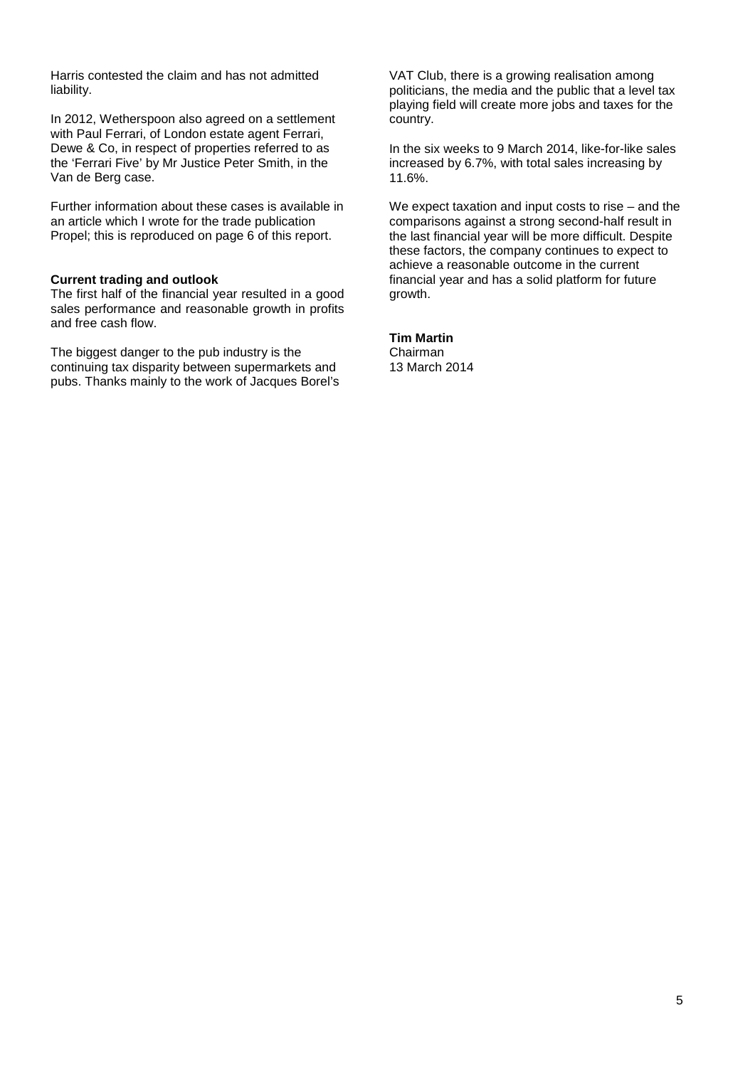Harris contested the claim and has not admitted liability.

In 2012, Wetherspoon also agreed on a settlement with Paul Ferrari, of London estate agent Ferrari, Dewe & Co, in respect of properties referred to as the 'Ferrari Five' by Mr Justice Peter Smith, in the Van de Berg case.

Further information about these cases is available in an article which I wrote for the trade publication Propel; this is reproduced on page 6 of this report.

**Current trading and outlook**

The first half of the financial year resulted in a good sales performance and reasonable growth in profits and free cash flow.

The biggest danger to the pub industry is the continuing tax disparity between supermarkets and pubs. Thanks mainly to the work of Jacques Borel's VAT Club, there is a growing realisation among politicians, the media and the public that a level tax playing field will create more jobs and taxes for the country.

In the six weeks to 9 March 2014, like-for-like sales increased by 6.7%, with total sales increasing by 11.6%.

We expect taxation and input costs to rise – and the comparisons against a strong second-half result in the last financial year will be more difficult. Despite these factors, the company continues to expect to achieve a reasonable outcome in the current financial year and has a solid platform for future growth.

**Tim Martin**
Chairman
13 March 2014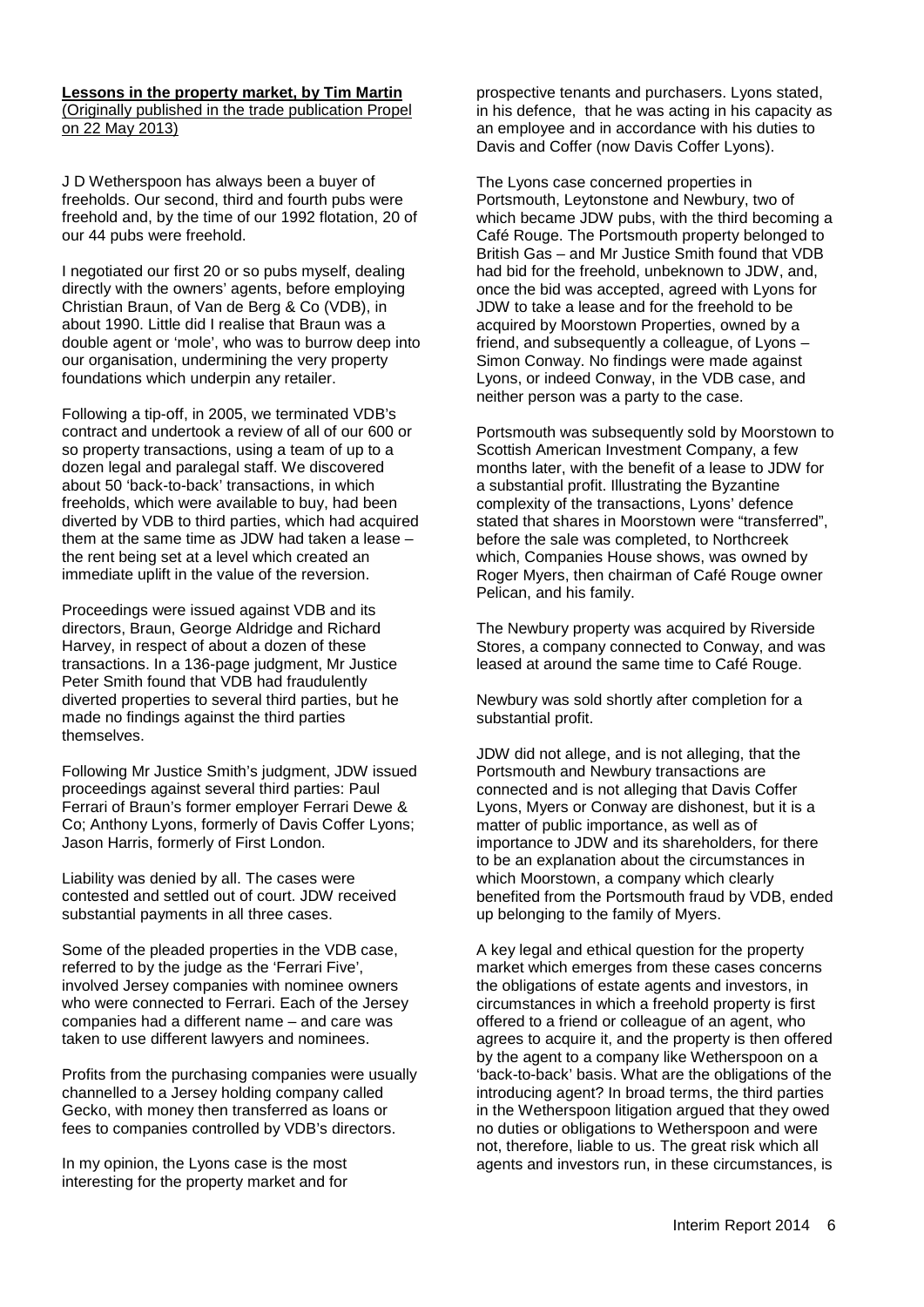**Lessons in the property market, by Tim Martin**
(Originally published in the trade publication Propel on 22 May 2013)

J D Wetherspoon has always been a buyer of freeholds. Our second, third and fourth pubs were freehold and, by the time of our 1992 flotation, 20 of our 44 pubs were freehold.

I negotiated our first 20 or so pubs myself, dealing directly with the owners' agents, before employing Christian Braun, of Van de Berg & Co (VDB), in about 1990. Little did I realise that Braun was a double agent or 'mole', who was to burrow deep into our organisation, undermining the very property foundations which underpin any retailer.

Following a tip-off, in 2005, we terminated VDB's contract and undertook a review of all of our 600 or so property transactions, using a team of up to a dozen legal and paralegal staff. We discovered about 50 'back-to-back' transactions, in which freeholds, which were available to buy, had been diverted by VDB to third parties, which had acquired them at the same time as JDW had taken a lease – the rent being set at a level which created an immediate uplift in the value of the reversion.

Proceedings were issued against VDB and its directors, Braun, George Aldridge and Richard Harvey, in respect of about a dozen of these transactions. In a 136-page judgment, Mr Justice Peter Smith found that VDB had fraudulently diverted properties to several third parties, but he made no findings against the third parties themselves.

Following Mr Justice Smith's judgment, JDW issued proceedings against several third parties: Paul Ferrari of Braun's former employer Ferrari Dewe & Co; Anthony Lyons, formerly of Davis Coffer Lyons; Jason Harris, formerly of First London.

Liability was denied by all. The cases were contested and settled out of court. JDW received substantial payments in all three cases.

Some of the pleaded properties in the VDB case, referred to by the judge as the 'Ferrari Five', involved Jersey companies with nominee owners who were connected to Ferrari. Each of the Jersey companies had a different name – and care was taken to use different lawyers and nominees.

Profits from the purchasing companies were usually channelled to a Jersey holding company called Gecko, with money then transferred as loans or fees to companies controlled by VDB's directors.

In my opinion, the Lyons case is the most interesting for the property market and for prospective tenants and purchasers. Lyons stated, in his defence, that he was acting in his capacity as an employee and in accordance with his duties to Davis and Coffer (now Davis Coffer Lyons).

The Lyons case concerned properties in Portsmouth, Leytonstone and Newbury, two of which became JDW pubs, with the third becoming a Café Rouge. The Portsmouth property belonged to British Gas – and Mr Justice Smith found that VDB had bid for the freehold, unbeknown to JDW, and, once the bid was accepted, agreed with Lyons for JDW to take a lease and for the freehold to be acquired by Moorstown Properties, owned by a friend, and subsequently a colleague, of Lyons – Simon Conway. No findings were made against Lyons, or indeed Conway, in the VDB case, and neither person was a party to the case.

Portsmouth was subsequently sold by Moorstown to Scottish American Investment Company, a few months later, with the benefit of a lease to JDW for a substantial profit. Illustrating the Byzantine complexity of the transactions, Lyons' defence stated that shares in Moorstown were "transferred", before the sale was completed, to Northcreek which, Companies House shows, was owned by Roger Myers, then chairman of Café Rouge owner Pelican, and his family.

The Newbury property was acquired by Riverside Stores, a company connected to Conway, and was leased at around the same time to Café Rouge.

Newbury was sold shortly after completion for a substantial profit.

JDW did not allege, and is not alleging, that the Portsmouth and Newbury transactions are connected and is not alleging that Davis Coffer Lyons, Myers or Conway are dishonest, but it is a matter of public importance, as well as of importance to JDW and its shareholders, for there to be an explanation about the circumstances in which Moorstown, a company which clearly benefited from the Portsmouth fraud by VDB, ended up belonging to the family of Myers.

A key legal and ethical question for the property market which emerges from these cases concerns the obligations of estate agents and investors, in circumstances in which a freehold property is first offered to a friend or colleague of an agent, who agrees to acquire it, and the property is then offered by the agent to a company like Wetherspoon on a 'back-to-back' basis. What are the obligations of the introducing agent? In broad terms, the third parties in the Wetherspoon litigation argued that they owed no duties or obligations to Wetherspoon and were not, therefore, liable to us. The great risk which all agents and investors run, in these circumstances, is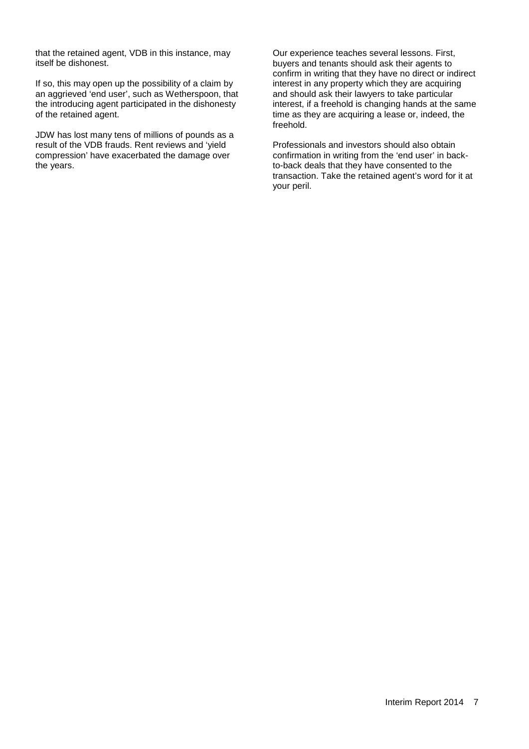that the retained agent, VDB in this instance, may itself be dishonest.

If so, this may open up the possibility of a claim by an aggrieved 'end user', such as Wetherspoon, that the introducing agent participated in the dishonesty of the retained agent.

JDW has lost many tens of millions of pounds as a result of the VDB frauds. Rent reviews and 'yield compression' have exacerbated the damage over the years.

Our experience teaches several lessons. First, buyers and tenants should ask their agents to confirm in writing that they have no direct or indirect interest in any property which they are acquiring and should ask their lawyers to take particular interest, if a freehold is changing hands at the same time as they are acquiring a lease or, indeed, the freehold.

Professionals and investors should also obtain confirmation in writing from the 'end user' in back-to-back deals that they have consented to the transaction. Take the retained agent's word for it at your peril.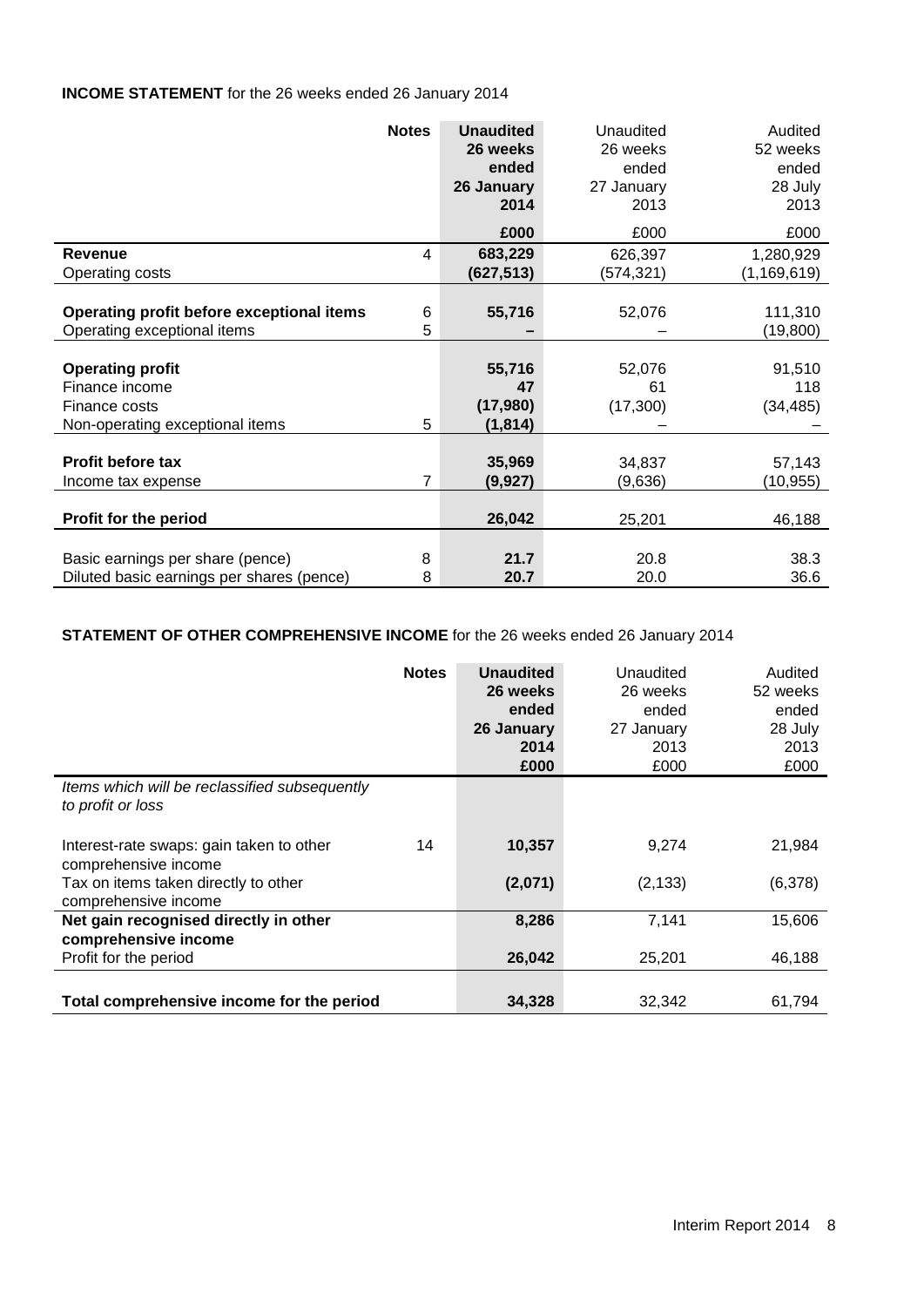**INCOME STATEMENT** for the 26 weeks ended 26 January 2014

| | Notes | **Unaudited 26 weeks ended 26 January 2014** | Unaudited 26 weeks ended 27 January 2013 | Audited 52 weeks ended 28 July 2013 |
|---|---|---|---|---|
| | | **£000** | £000 | £000 |
| **Revenue** | 4 | **683,229** | 626,397 | 1,280,929 |
| Operating costs | | **(627,513)** | (574,321) | (1,169,619) |
| **Operating profit before exceptional items** | 6 | **55,716** | 52,076 | 111,310 |
| Operating exceptional items | 5 | **–** | – | (19,800) |
| **Operating profit** | | **55,716** | 52,076 | 91,510 |
| Finance income | | **47** | 61 | 118 |
| Finance costs | | **(17,980)** | (17,300) | (34,485) |
| Non-operating exceptional items | 5 | **(1,814)** | – | – |
| **Profit before tax** | | **35,969** | 34,837 | 57,143 |
| Income tax expense | 7 | **(9,927)** | (9,636) | (10,955) |
| **Profit for the period** | | **26,042** | 25,201 | 46,188 |
| Basic earnings per share (pence) | 8 | **21.7** | 20.8 | 38.3 |
| Diluted basic earnings per shares (pence) | 8 | **20.7** | 20.0 | 36.6 |

**STATEMENT OF OTHER COMPREHENSIVE INCOME** for the 26 weeks ended 26 January 2014

| | Notes | **Unaudited 26 weeks ended 26 January 2014** | Unaudited 26 weeks ended 27 January 2013 | Audited 52 weeks ended 28 July 2013 |
|---|---|---|---|---|
| | | **£000** | £000 | £000 |
| *Items which will be reclassified subsequently to profit or loss* | | | | |
| Interest-rate swaps: gain taken to other comprehensive income | 14 | **10,357** | 9,274 | 21,984 |
| Tax on items taken directly to other comprehensive income | | **(2,071)** | (2,133) | (6,378) |
| **Net gain recognised directly in other comprehensive income** | | **8,286** | 7,141 | 15,606 |
| Profit for the period | | **26,042** | 25,201 | 46,188 |
| **Total comprehensive income for the period** | | **34,328** | 32,342 | 61,794 |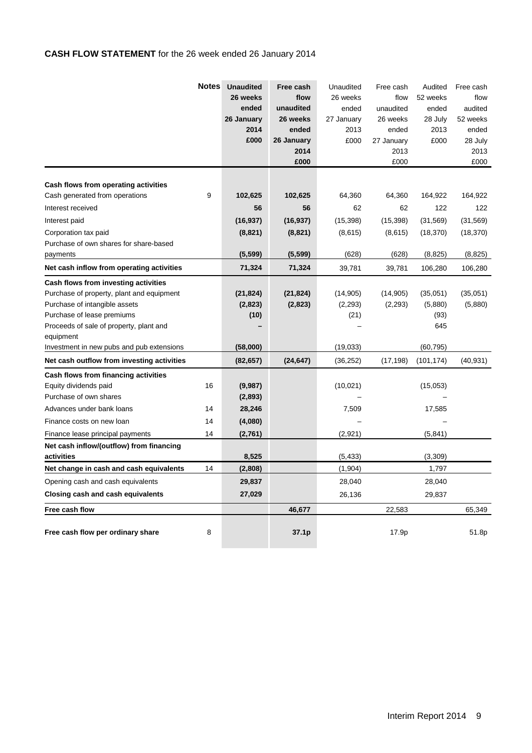**CASH FLOW STATEMENT** for the 26 week ended 26 January 2014

| | Notes | **Unaudited 26 weeks ended 26 January 2014 £000** | **Free cash flow unaudited 26 weeks ended 26 January 2014 £000** | Unaudited 26 weeks ended 27 January 2013 £000 | Free cash flow unaudited 26 weeks ended 27 January 2013 £000 | Audited 52 weeks ended 28 July 2013 £000 | Free cash flow audited 52 weeks ended 28 July 2013 £000 |
|---|---|---|---|---|---|---|---|
| **Cash flows from operating activities** | | | | | | | |
| Cash generated from operations | 9 | **102,625** | **102,625** | 64,360 | 64,360 | 164,922 | 164,922 |
| Interest received | | **56** | **56** | 62 | 62 | 122 | 122 |
| Interest paid | | **(16,937)** | **(16,937)** | (15,398) | (15,398) | (31,569) | (31,569) |
| Corporation tax paid | | **(8,821)** | **(8,821)** | (8,615) | (8,615) | (18,370) | (18,370) |
| Purchase of own shares for share-based payments | | **(5,599)** | **(5,599)** | (628) | (628) | (8,825) | (8,825) |
| **Net cash inflow from operating activities** | | **71,324** | **71,324** | 39,781 | 39,781 | 106,280 | 106,280 |
| **Cash flows from investing activities** | | | | | | | |
| Purchase of property, plant and equipment | | **(21,824)** | **(21,824)** | (14,905) | (14,905) | (35,051) | (35,051) |
| Purchase of intangible assets | | **(2,823)** | **(2,823)** | (2,293) | (2,293) | (5,880) | (5,880) |
| Purchase of lease premiums | | **(10)** | | (21) | | (93) | |
| Proceeds of sale of property, plant and equipment | | **–** | | – | | 645 | |
| Investment in new pubs and pub extensions | | **(58,000)** | | (19,033) | | (60,795) | |
| **Net cash outflow from investing activities** | | **(82,657)** | **(24,647)** | (36,252) | (17,198) | (101,174) | (40,931) |
| **Cash flows from financing activities** | | | | | | | |
| Equity dividends paid | 16 | **(9,987)** | | (10,021) | | (15,053) | |
| Purchase of own shares | | **(2,893)** | | – | | – | |
| Advances under bank loans | 14 | **28,246** | | 7,509 | | 17,585 | |
| Finance costs on new loan | 14 | **(4,080)** | | – | | – | |
| Finance lease principal payments | 14 | **(2,761)** | | (2,921) | | (5,841) | |
| **Net cash inflow/(outflow) from financing activities** | | **8,525** | | (5,433) | | (3,309) | |
| **Net change in cash and cash equivalents** | 14 | **(2,808)** | | (1,904) | | 1,797 | |
| Opening cash and cash equivalents | | **29,837** | | 28,040 | | 28,040 | |
| **Closing cash and cash equivalents** | | **27,029** | | 26,136 | | 29,837 | |
| **Free cash flow** | | | **46,677** | | 22,583 | | 65,349 |
| **Free cash flow per ordinary share** | 8 | | **37.1p** | | 17.9p | | 51.8p |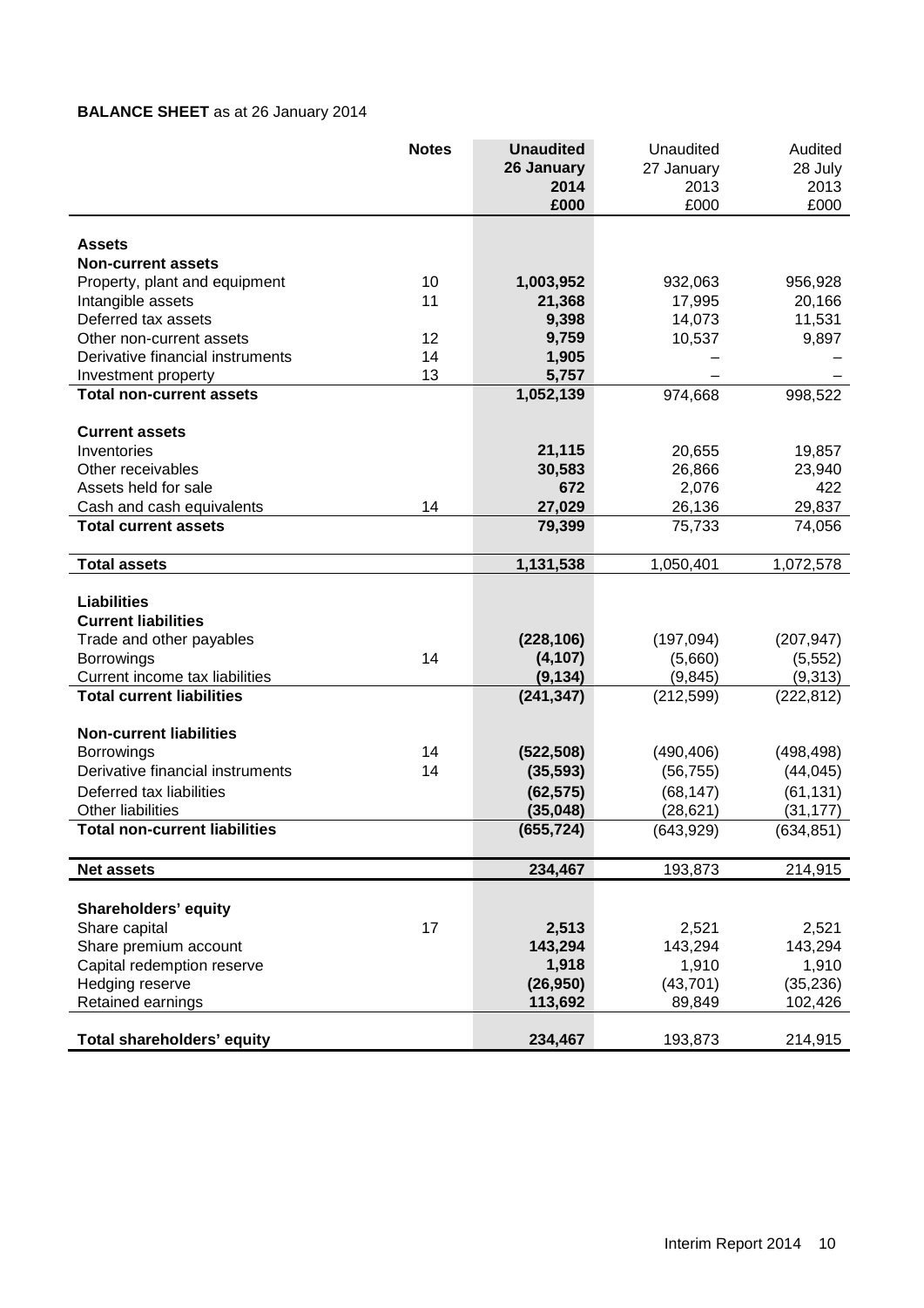**BALANCE SHEET** as at 26 January 2014

| | Notes | **Unaudited 26 January 2014 £000** | Unaudited 27 January 2013 £000 | Audited 28 July 2013 £000 |
|---|---|---|---|---|
| **Assets** | | | | |
| **Non-current assets** | | | | |
| Property, plant and equipment | 10 | **1,003,952** | 932,063 | 956,928 |
| Intangible assets | 11 | **21,368** | 17,995 | 20,166 |
| Deferred tax assets | | **9,398** | 14,073 | 11,531 |
| Other non-current assets | 12 | **9,759** | 10,537 | 9,897 |
| Derivative financial instruments | 14 | **1,905** | – | – |
| Investment property | 13 | **5,757** | – | – |
| **Total non-current assets** | | **1,052,139** | 974,668 | 998,522 |
| **Current assets** | | | | |
| Inventories | | **21,115** | 20,655 | 19,857 |
| Other receivables | | **30,583** | 26,866 | 23,940 |
| Assets held for sale | | **672** | 2,076 | 422 |
| Cash and cash equivalents | 14 | **27,029** | 26,136 | 29,837 |
| **Total current assets** | | **79,399** | 75,733 | 74,056 |
| **Total assets** | | **1,131,538** | 1,050,401 | 1,072,578 |
| **Liabilities** | | | | |
| **Current liabilities** | | | | |
| Trade and other payables | | **(228,106)** | (197,094) | (207,947) |
| Borrowings | 14 | **(4,107)** | (5,660) | (5,552) |
| Current income tax liabilities | | **(9,134)** | (9,845) | (9,313) |
| **Total current liabilities** | | **(241,347)** | (212,599) | (222,812) |
| **Non-current liabilities** | | | | |
| Borrowings | 14 | **(522,508)** | (490,406) | (498,498) |
| Derivative financial instruments | 14 | **(35,593)** | (56,755) | (44,045) |
| Deferred tax liabilities | | **(62,575)** | (68,147) | (61,131) |
| Other liabilities | | **(35,048)** | (28,621) | (31,177) |
| **Total non-current liabilities** | | **(655,724)** | (643,929) | (634,851) |
| **Net assets** | | **234,467** | 193,873 | 214,915 |
| **Shareholders' equity** | | | | |
| Share capital | 17 | **2,513** | 2,521 | 2,521 |
| Share premium account | | **143,294** | 143,294 | 143,294 |
| Capital redemption reserve | | **1,918** | 1,910 | 1,910 |
| Hedging reserve | | **(26,950)** | (43,701) | (35,236) |
| Retained earnings | | **113,692** | 89,849 | 102,426 |
| **Total shareholders' equity** | | **234,467** | 193,873 | 214,915 |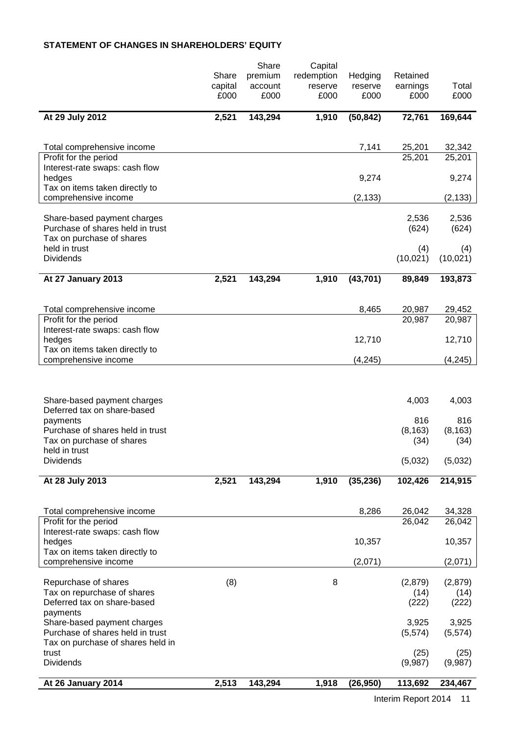**STATEMENT OF CHANGES IN SHAREHOLDERS' EQUITY**

| | Share capital £000 | Share premium account £000 | Capital redemption reserve £000 | Hedging reserve £000 | Retained earnings £000 | Total £000 |
|---|---|---|---|---|---|---|
| **At 29 July 2012** | **2,521** | **143,294** | **1,910** | **(50,842)** | **72,761** | **169,644** |
| Total comprehensive income | | | | 7,141 | 25,201 | 32,342 |
| Profit for the period | | | | | 25,201 | 25,201 |
| Interest-rate swaps: cash flow hedges | | | | 9,274 | | 9,274 |
| Tax on items taken directly to comprehensive income | | | | (2,133) | | (2,133) |
| Share-based payment charges | | | | | 2,536 | 2,536 |
| Purchase of shares held in trust | | | | | (624) | (624) |
| Tax on purchase of shares held in trust | | | | | (4) | (4) |
| Dividends | | | | | (10,021) | (10,021) |
| **At 27 January 2013** | **2,521** | **143,294** | **1,910** | **(43,701)** | **89,849** | **193,873** |
| Total comprehensive income | | | | 8,465 | 20,987 | 29,452 |
| Profit for the period | | | | | 20,987 | 20,987 |
| Interest-rate swaps: cash flow hedges | | | | 12,710 | | 12,710 |
| Tax on items taken directly to comprehensive income | | | | (4,245) | | (4,245) |
| Share-based payment charges | | | | | 4,003 | 4,003 |
| Deferred tax on share-based payments | | | | | 816 | 816 |
| Purchase of shares held in trust | | | | | (8,163) | (8,163) |
| Tax on purchase of shares held in trust | | | | | (34) | (34) |
| Dividends | | | | | (5,032) | (5,032) |
| **At 28 July 2013** | **2,521** | **143,294** | **1,910** | **(35,236)** | **102,426** | **214,915** |
| Total comprehensive income | | | | 8,286 | 26,042 | 34,328 |
| Profit for the period | | | | | 26,042 | 26,042 |
| Interest-rate swaps: cash flow hedges | | | | 10,357 | | 10,357 |
| Tax on items taken directly to comprehensive income | | | | (2,071) | | (2,071) |
| Repurchase of shares | (8) | | 8 | | (2,879) | (2,879) |
| Tax on repurchase of shares | | | | | (14) | (14) |
| Deferred tax on share-based payments | | | | | (222) | (222) |
| Share-based payment charges | | | | | 3,925 | 3,925 |
| Purchase of shares held in trust | | | | | (5,574) | (5,574) |
| Tax on purchase of shares held in trust | | | | | (25) | (25) |
| Dividends | | | | | (9,987) | (9,987) |
| **At 26 January 2014** | **2,513** | **143,294** | **1,918** | **(26,950)** | **113,692** | **234,467** |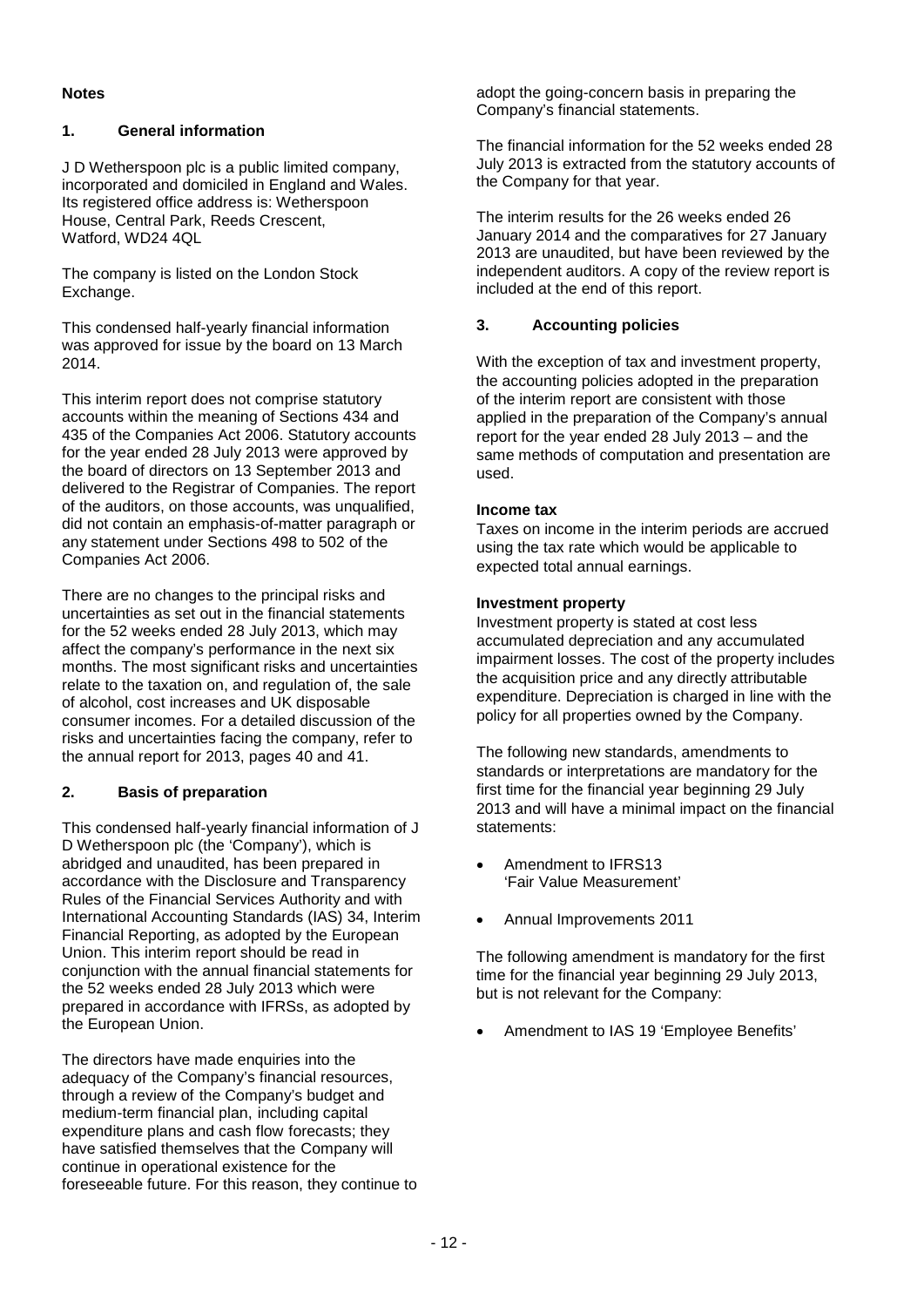## Notes

### 1. General information

J D Wetherspoon plc is a public limited company, incorporated and domiciled in England and Wales. Its registered office address is: Wetherspoon House, Central Park, Reeds Crescent, Watford, WD24 4QL

The company is listed on the London Stock Exchange.

This condensed half-yearly financial information was approved for issue by the board on 13 March 2014.

This interim report does not comprise statutory accounts within the meaning of Sections 434 and 435 of the Companies Act 2006. Statutory accounts for the year ended 28 July 2013 were approved by the board of directors on 13 September 2013 and delivered to the Registrar of Companies. The report of the auditors, on those accounts, was unqualified, did not contain an emphasis-of-matter paragraph or any statement under Sections 498 to 502 of the Companies Act 2006.

There are no changes to the principal risks and uncertainties as set out in the financial statements for the 52 weeks ended 28 July 2013, which may affect the company's performance in the next six months. The most significant risks and uncertainties relate to the taxation on, and regulation of, the sale of alcohol, cost increases and UK disposable consumer incomes. For a detailed discussion of the risks and uncertainties facing the company, refer to the annual report for 2013, pages 40 and 41.

### 2. Basis of preparation

This condensed half-yearly financial information of J D Wetherspoon plc (the 'Company'), which is abridged and unaudited, has been prepared in accordance with the Disclosure and Transparency Rules of the Financial Services Authority and with International Accounting Standards (IAS) 34, Interim Financial Reporting, as adopted by the European Union. This interim report should be read in conjunction with the annual financial statements for the 52 weeks ended 28 July 2013 which were prepared in accordance with IFRSs, as adopted by the European Union.

The directors have made enquiries into the adequacy of the Company's financial resources, through a review of the Company's budget and medium-term financial plan, including capital expenditure plans and cash flow forecasts; they have satisfied themselves that the Company will continue in operational existence for the foreseeable future. For this reason, they continue to adopt the going-concern basis in preparing the Company's financial statements.

The financial information for the 52 weeks ended 28 July 2013 is extracted from the statutory accounts of the Company for that year.

The interim results for the 26 weeks ended 26 January 2014 and the comparatives for 27 January 2013 are unaudited, but have been reviewed by the independent auditors. A copy of the review report is included at the end of this report.

### 3. Accounting policies

With the exception of tax and investment property, the accounting policies adopted in the preparation of the interim report are consistent with those applied in the preparation of the Company's annual report for the year ended 28 July 2013 – and the same methods of computation and presentation are used.

**Income tax**

Taxes on income in the interim periods are accrued using the tax rate which would be applicable to expected total annual earnings.

**Investment property**

Investment property is stated at cost less accumulated depreciation and any accumulated impairment losses. The cost of the property includes the acquisition price and any directly attributable expenditure. Depreciation is charged in line with the policy for all properties owned by the Company.

The following new standards, amendments to standards or interpretations are mandatory for the first time for the financial year beginning 29 July 2013 and will have a minimal impact on the financial statements:

- Amendment to IFRS13 'Fair Value Measurement'
- Annual Improvements 2011

The following amendment is mandatory for the first time for the financial year beginning 29 July 2013, but is not relevant for the Company:

- Amendment to IAS 19 'Employee Benefits'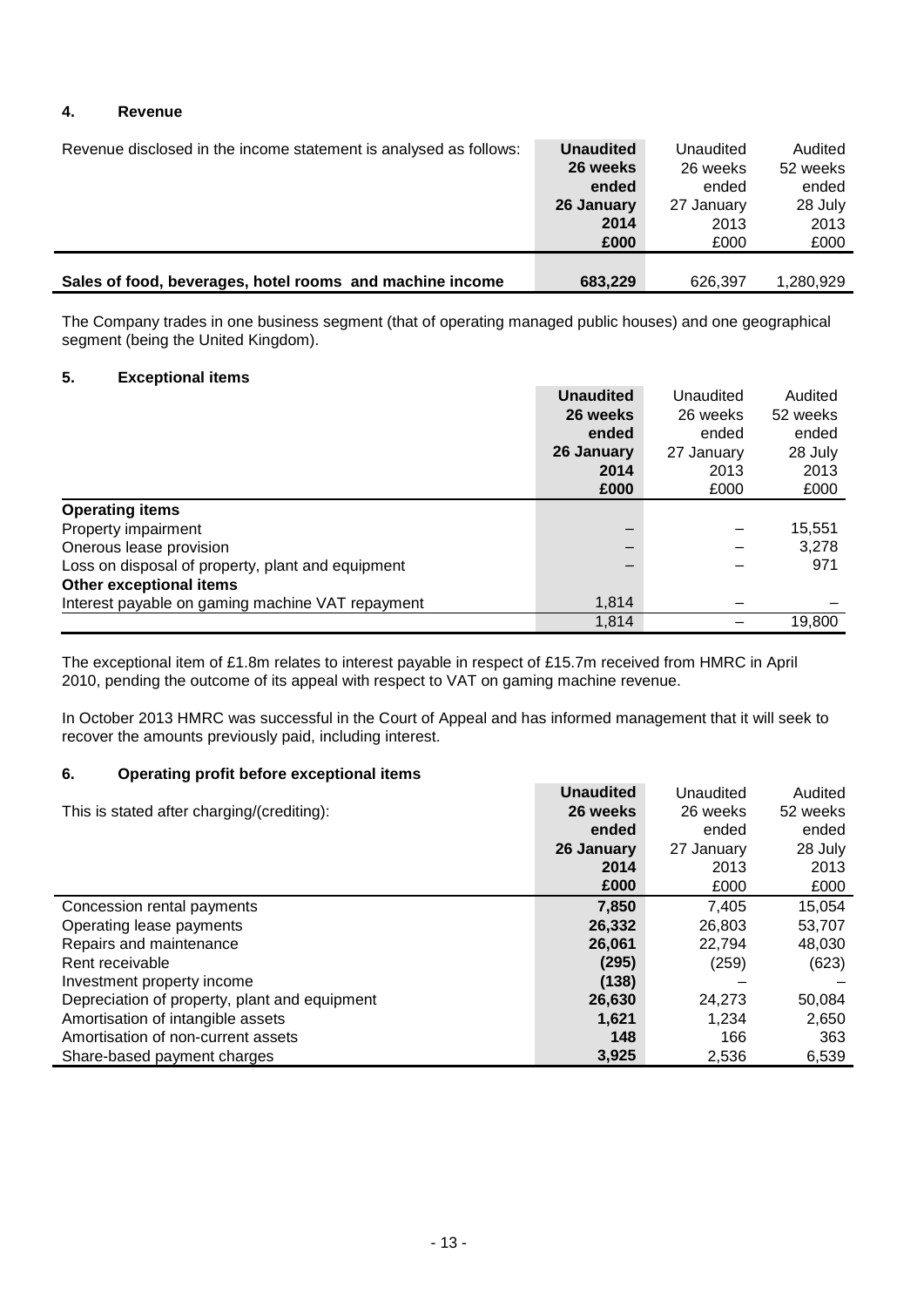## 4. Revenue

| Revenue disclosed in the income statement is analysed as follows: | **Unaudited 26 weeks ended 26 January 2014 £000** | Unaudited 26 weeks ended 27 January 2013 £000 | Audited 52 weeks ended 28 July 2013 £000 |
|---|---|---|---|
| **Sales of food, beverages, hotel rooms and machine income** | **683,229** | 626,397 | 1,280,929 |

The Company trades in one business segment (that of operating managed public houses) and one geographical segment (being the United Kingdom).

## 5. Exceptional items

| | **Unaudited 26 weeks ended 26 January 2014 £000** | Unaudited 26 weeks ended 27 January 2013 £000 | Audited 52 weeks ended 28 July 2013 £000 |
|---|---|---|---|
| **Operating items** | | | |
| Property impairment | – | – | 15,551 |
| Onerous lease provision | – | – | 3,278 |
| Loss on disposal of property, plant and equipment | – | – | 971 |
| **Other exceptional items** | | | |
| Interest payable on gaming machine VAT repayment | 1,814 | – | – |
| | 1,814 | – | 19,800 |

The exceptional item of £1.8m relates to interest payable in respect of £15.7m received from HMRC in April 2010, pending the outcome of its appeal with respect to VAT on gaming machine revenue.

In October 2013 HMRC was successful in the Court of Appeal and has informed management that it will seek to recover the amounts previously paid, including interest.

## 6. Operating profit before exceptional items

| This is stated after charging/(crediting): | **Unaudited 26 weeks ended 26 January 2014 £000** | Unaudited 26 weeks ended 27 January 2013 £000 | Audited 52 weeks ended 28 July 2013 £000 |
|---|---|---|---|
| Concession rental payments | **7,850** | 7,405 | 15,054 |
| Operating lease payments | **26,332** | 26,803 | 53,707 |
| Repairs and maintenance | **26,061** | 22,794 | 48,030 |
| Rent receivable | **(295)** | (259) | (623) |
| Investment property income | **(138)** | – | – |
| Depreciation of property, plant and equipment | **26,630** | 24,273 | 50,084 |
| Amortisation of intangible assets | **1,621** | 1,234 | 2,650 |
| Amortisation of non-current assets | **148** | 166 | 363 |
| Share-based payment charges | **3,925** | 2,536 | 6,539 |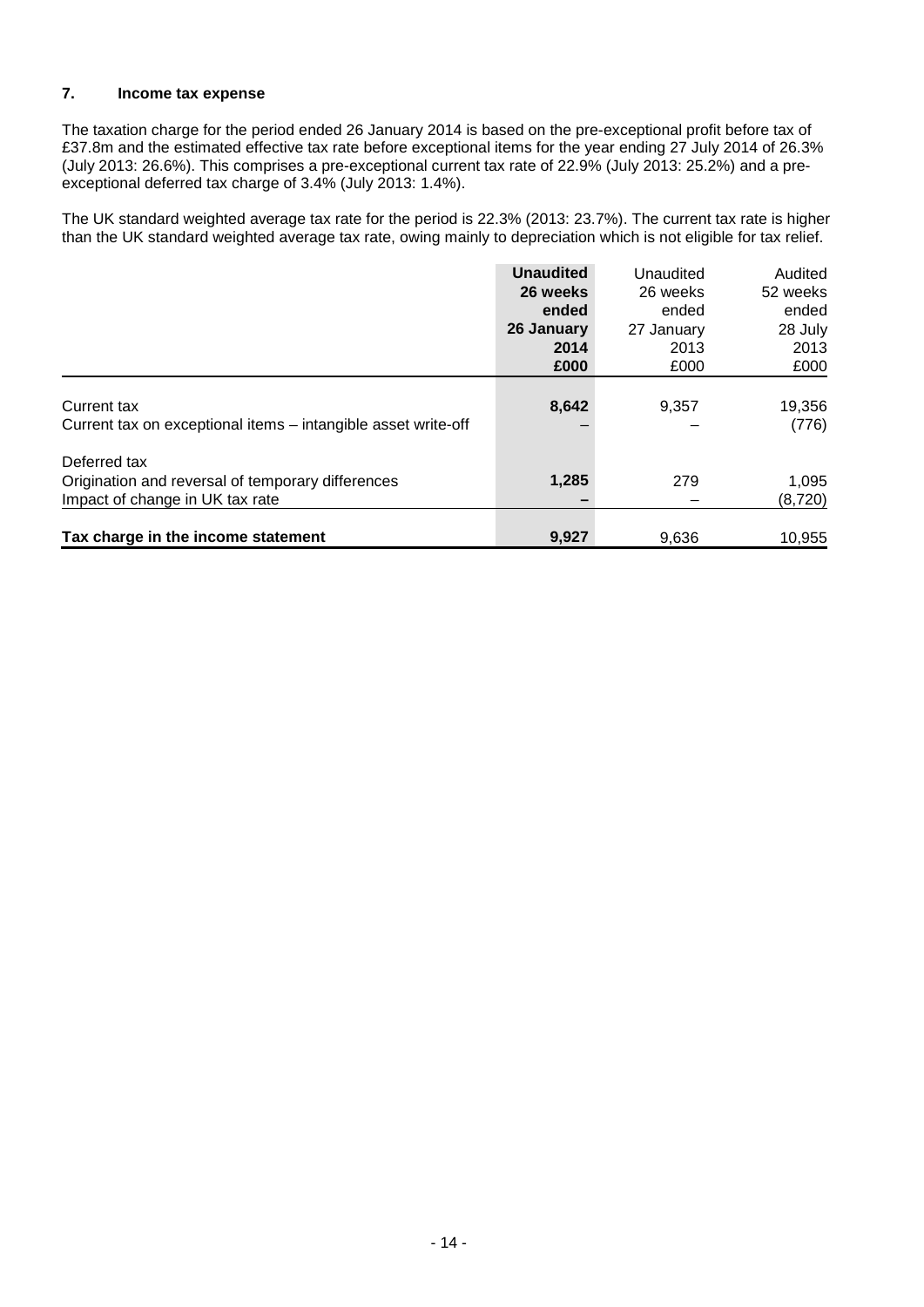## 7. Income tax expense

The taxation charge for the period ended 26 January 2014 is based on the pre-exceptional profit before tax of £37.8m and the estimated effective tax rate before exceptional items for the year ending 27 July 2014 of 26.3% (July 2013: 26.6%). This comprises a pre-exceptional current tax rate of 22.9% (July 2013: 25.2%) and a pre-exceptional deferred tax charge of 3.4% (July 2013: 1.4%).

The UK standard weighted average tax rate for the period is 22.3% (2013: 23.7%). The current tax rate is higher than the UK standard weighted average tax rate, owing mainly to depreciation which is not eligible for tax relief.

| | **Unaudited 26 weeks ended 26 January 2014 £000** | Unaudited 26 weeks ended 27 January 2013 £000 | Audited 52 weeks ended 28 July 2013 £000 |
|---|---|---|---|
| Current tax | **8,642** | 9,357 | 19,356 |
| Current tax on exceptional items – intangible asset write-off | – | – | (776) |
| Deferred tax | | | |
| Origination and reversal of temporary differences | **1,285** | 279 | 1,095 |
| Impact of change in UK tax rate | **–** | – | (8,720) |
| **Tax charge in the income statement** | **9,927** | 9,636 | 10,955 |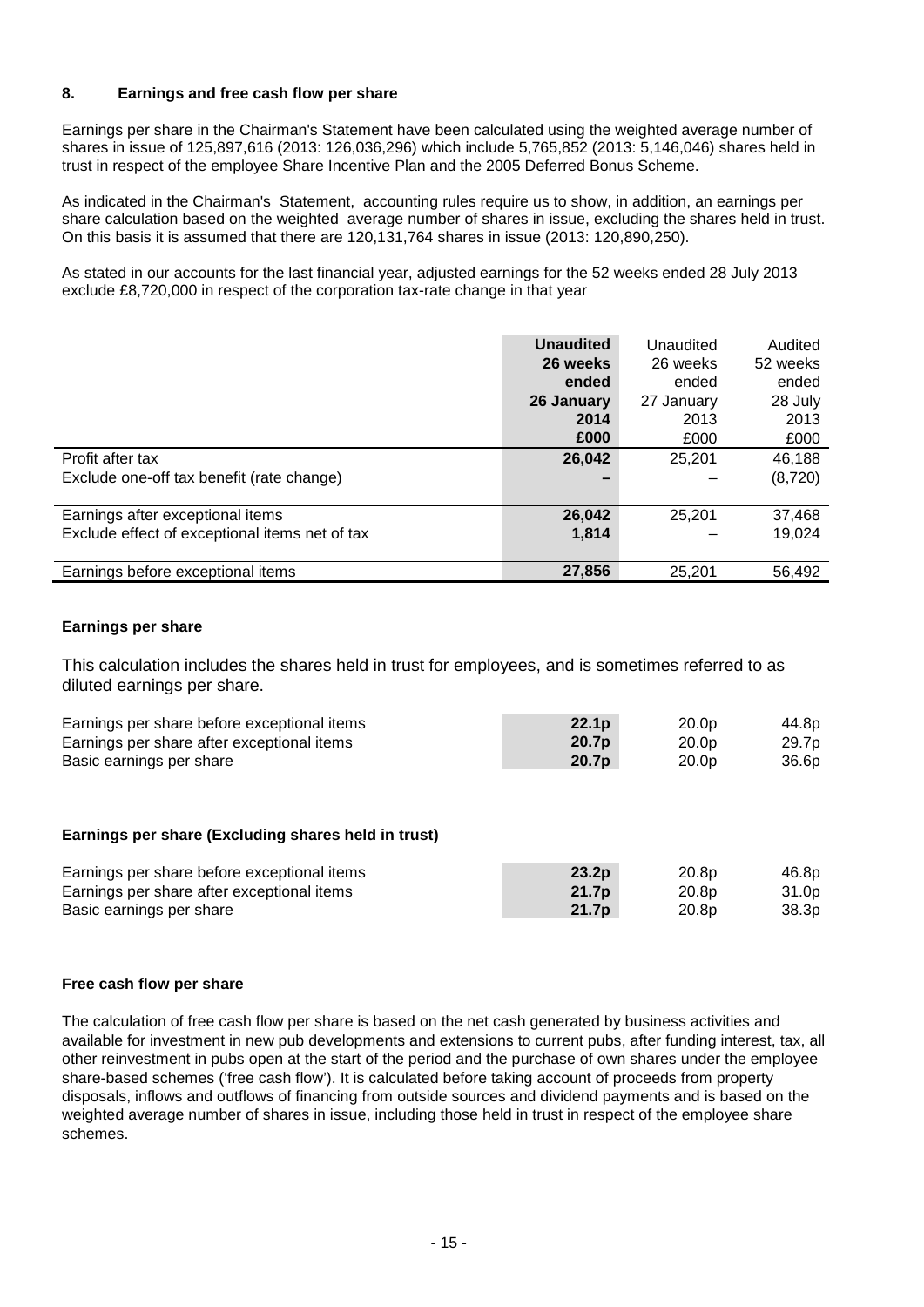## 8. Earnings and free cash flow per share

Earnings per share in the Chairman's Statement have been calculated using the weighted average number of shares in issue of 125,897,616 (2013: 126,036,296) which include 5,765,852 (2013: 5,146,046) shares held in trust in respect of the employee Share Incentive Plan and the 2005 Deferred Bonus Scheme.

As indicated in the Chairman's Statement, accounting rules require us to show, in addition, an earnings per share calculation based on the weighted average number of shares in issue, excluding the shares held in trust. On this basis it is assumed that there are 120,131,764 shares in issue (2013: 120,890,250).

As stated in our accounts for the last financial year, adjusted earnings for the 52 weeks ended 28 July 2013 exclude £8,720,000 in respect of the corporation tax-rate change in that year

| | **Unaudited 26 weeks ended 26 January 2014 £000** | Unaudited 26 weeks ended 27 January 2013 £000 | Audited 52 weeks ended 28 July 2013 £000 |
|---|---|---|---|
| Profit after tax | **26,042** | 25,201 | 46,188 |
| Exclude one-off tax benefit (rate change) | **–** | – | (8,720) |
| Earnings after exceptional items | **26,042** | 25,201 | 37,468 |
| Exclude effect of exceptional items net of tax | **1,814** | – | 19,024 |
| Earnings before exceptional items | **27,856** | 25,201 | 56,492 |

### Earnings per share

This calculation includes the shares held in trust for employees, and is sometimes referred to as diluted earnings per share.

| | | | |
|---|---|---|---|
| Earnings per share before exceptional items | **22.1p** | 20.0p | 44.8p |
| Earnings per share after exceptional items | **20.7p** | 20.0p | 29.7p |
| Basic earnings per share | **20.7p** | 20.0p | 36.6p |

### Earnings per share (Excluding shares held in trust)

| | | | |
|---|---|---|---|
| Earnings per share before exceptional items | **23.2p** | 20.8p | 46.8p |
| Earnings per share after exceptional items | **21.7p** | 20.8p | 31.0p |
| Basic earnings per share | **21.7p** | 20.8p | 38.3p |

### Free cash flow per share

The calculation of free cash flow per share is based on the net cash generated by business activities and available for investment in new pub developments and extensions to current pubs, after funding interest, tax, all other reinvestment in pubs open at the start of the period and the purchase of own shares under the employee share-based schemes ('free cash flow'). It is calculated before taking account of proceeds from property disposals, inflows and outflows of financing from outside sources and dividend payments and is based on the weighted average number of shares in issue, including those held in trust in respect of the employee share schemes.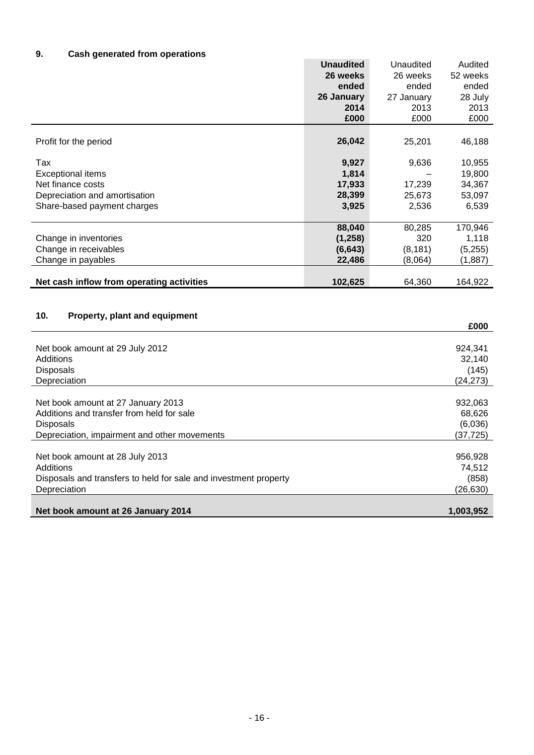## 9. Cash generated from operations

| | **Unaudited 26 weeks ended 26 January 2014 £000** | Unaudited 26 weeks ended 27 January 2013 £000 | Audited 52 weeks ended 28 July 2013 £000 |
|---|---|---|---|
| Profit for the period | **26,042** | 25,201 | 46,188 |
| Tax | **9,927** | 9,636 | 10,955 |
| Exceptional items | **1,814** | – | 19,800 |
| Net finance costs | **17,933** | 17,239 | 34,367 |
| Depreciation and amortisation | **28,399** | 25,673 | 53,097 |
| Share-based payment charges | **3,925** | 2,536 | 6,539 |
| | **88,040** | 80,285 | 170,946 |
| Change in inventories | **(1,258)** | 320 | 1,118 |
| Change in receivables | **(6,643)** | (8,181) | (5,255) |
| Change in payables | **22,486** | (8,064) | (1,887) |
| **Net cash inflow from operating activities** | **102,625** | 64,360 | 164,922 |

## 10. Property, plant and equipment

| | **£000** |
|---|---|
| Net book amount at 29 July 2012 | 924,341 |
| Additions | 32,140 |
| Disposals | (145) |
| Depreciation | (24,273) |
| Net book amount at 27 January 2013 | 932,063 |
| Additions and transfer from held for sale | 68,626 |
| Disposals | (6,036) |
| Depreciation, impairment and other movements | (37,725) |
| Net book amount at 28 July 2013 | 956,928 |
| Additions | 74,512 |
| Disposals and transfers to held for sale and investment property | (858) |
| Depreciation | (26,630) |
| **Net book amount at 26 January 2014** | **1,003,952** |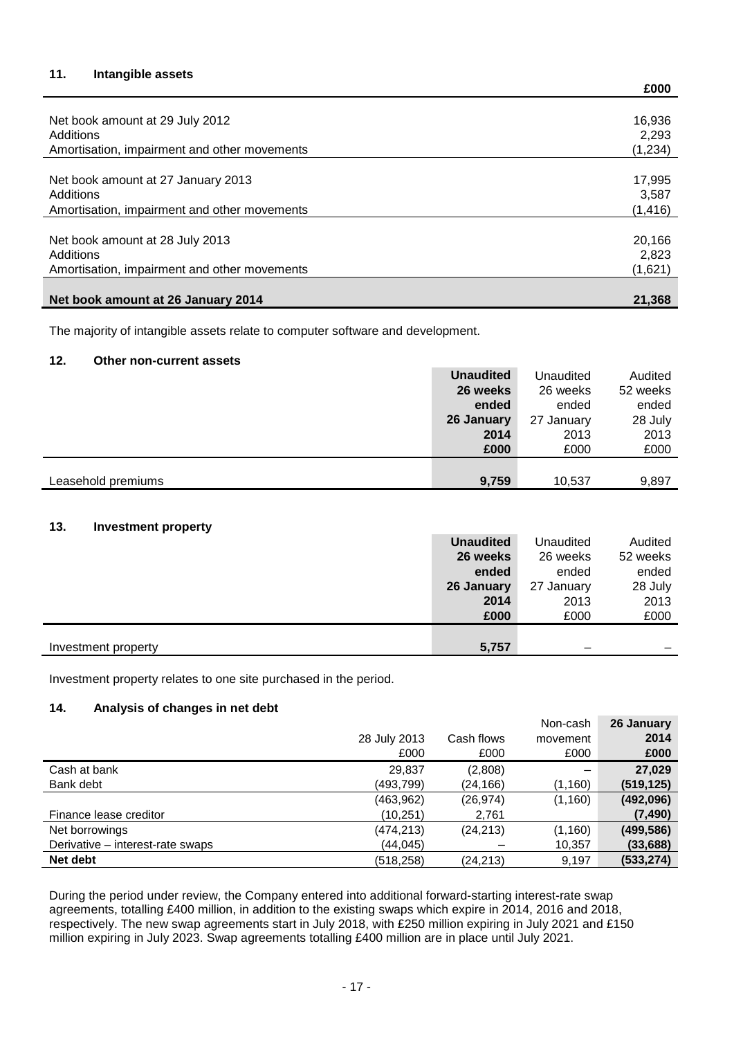## 11. Intangible assets

| | £000 |
|---|---|
| Net book amount at 29 July 2012 | 16,936 |
| Additions | 2,293 |
| Amortisation, impairment and other movements | (1,234) |
| Net book amount at 27 January 2013 | 17,995 |
| Additions | 3,587 |
| Amortisation, impairment and other movements | (1,416) |
| Net book amount at 28 July 2013 | 20,166 |
| Additions | 2,823 |
| Amortisation, impairment and other movements | (1,621) |
| **Net book amount at 26 January 2014** | **21,368** |

The majority of intangible assets relate to computer software and development.

## 12. Other non-current assets

| | **Unaudited 26 weeks ended 26 January 2014 £000** | Unaudited 26 weeks ended 27 January 2013 £000 | Audited 52 weeks ended 28 July 2013 £000 |
|---|---|---|---|
| Leasehold premiums | **9,759** | 10,537 | 9,897 |

## 13. Investment property

| | **Unaudited 26 weeks ended 26 January 2014 £000** | Unaudited 26 weeks ended 27 January 2013 £000 | Audited 52 weeks ended 28 July 2013 £000 |
|---|---|---|---|
| Investment property | **5,757** | – | – |

Investment property relates to one site purchased in the period.

## 14. Analysis of changes in net debt

| | 28 July 2013 £000 | Cash flows £000 | Non-cash movement £000 | **26 January 2014 £000** |
|---|---|---|---|---|
| Cash at bank | 29,837 | (2,808) | – | **27,029** |
| Bank debt | (493,799) | (24,166) | (1,160) | **(519,125)** |
| | (463,962) | (26,974) | (1,160) | **(492,096)** |
| Finance lease creditor | (10,251) | 2,761 | | **(7,490)** |
| Net borrowings | (474,213) | (24,213) | (1,160) | **(499,586)** |
| Derivative – interest-rate swaps | (44,045) | – | 10,357 | **(33,688)** |
| **Net debt** | (518,258) | (24,213) | 9,197 | **(533,274)** |

During the period under review, the Company entered into additional forward-starting interest-rate swap agreements, totalling £400 million, in addition to the existing swaps which expire in 2014, 2016 and 2018, respectively. The new swap agreements start in July 2018, with £250 million expiring in July 2021 and £150 million expiring in July 2023. Swap agreements totalling £400 million are in place until July 2021.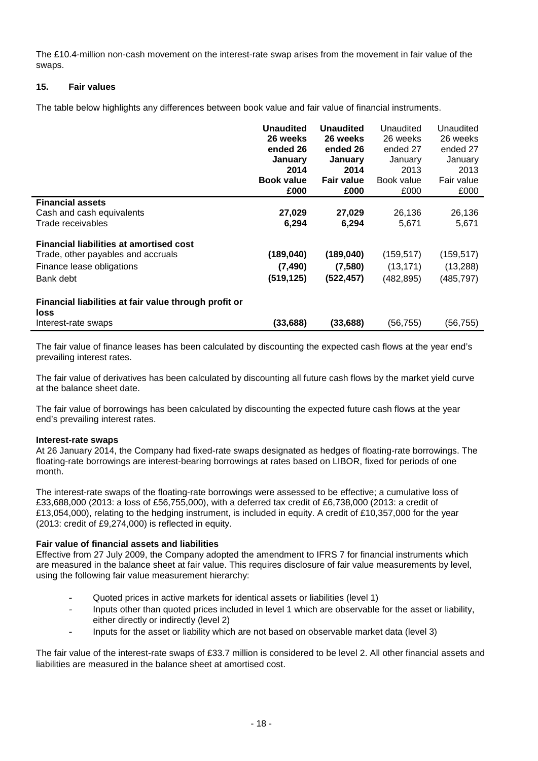The £10.4-million non-cash movement on the interest-rate swap arises from the movement in fair value of the swaps.

## 15. Fair values

The table below highlights any differences between book value and fair value of financial instruments.

| | **Unaudited 26 weeks ended 26 January 2014 Book value £000** | **Unaudited 26 weeks ended 26 January 2014 Fair value £000** | Unaudited 26 weeks ended 27 January 2013 Book value £000 | Unaudited 26 weeks ended 27 January 2013 Fair value £000 |
|---|---|---|---|---|
| **Financial assets** | | | | |
| Cash and cash equivalents | **27,029** | **27,029** | 26,136 | 26,136 |
| Trade receivables | **6,294** | **6,294** | 5,671 | 5,671 |
| **Financial liabilities at amortised cost** | | | | |
| Trade, other payables and accruals | **(189,040)** | **(189,040)** | (159,517) | (159,517) |
| Finance lease obligations | **(7,490)** | **(7,580)** | (13,171) | (13,288) |
| Bank debt | **(519,125)** | **(522,457)** | (482,895) | (485,797) |
| **Financial liabilities at fair value through profit or loss** | | | | |
| Interest-rate swaps | **(33,688)** | **(33,688)** | (56,755) | (56,755) |

The fair value of finance leases has been calculated by discounting the expected cash flows at the year end's prevailing interest rates.

The fair value of derivatives has been calculated by discounting all future cash flows by the market yield curve at the balance sheet date.

The fair value of borrowings has been calculated by discounting the expected future cash flows at the year end's prevailing interest rates.

**Interest-rate swaps**

At 26 January 2014, the Company had fixed-rate swaps designated as hedges of floating-rate borrowings. The floating-rate borrowings are interest-bearing borrowings at rates based on LIBOR, fixed for periods of one month.

The interest-rate swaps of the floating-rate borrowings were assessed to be effective; a cumulative loss of £33,688,000 (2013: a loss of £56,755,000), with a deferred tax credit of £6,738,000 (2013: a credit of £13,054,000), relating to the hedging instrument, is included in equity. A credit of £10,357,000 for the year (2013: credit of £9,274,000) is reflected in equity.

**Fair value of financial assets and liabilities**

Effective from 27 July 2009, the Company adopted the amendment to IFRS 7 for financial instruments which are measured in the balance sheet at fair value. This requires disclosure of fair value measurements by level, using the following fair value measurement hierarchy:

- Quoted prices in active markets for identical assets or liabilities (level 1)
- Inputs other than quoted prices included in level 1 which are observable for the asset or liability, either directly or indirectly (level 2)
- Inputs for the asset or liability which are not based on observable market data (level 3)

The fair value of the interest-rate swaps of £33.7 million is considered to be level 2. All other financial assets and liabilities are measured in the balance sheet at amortised cost.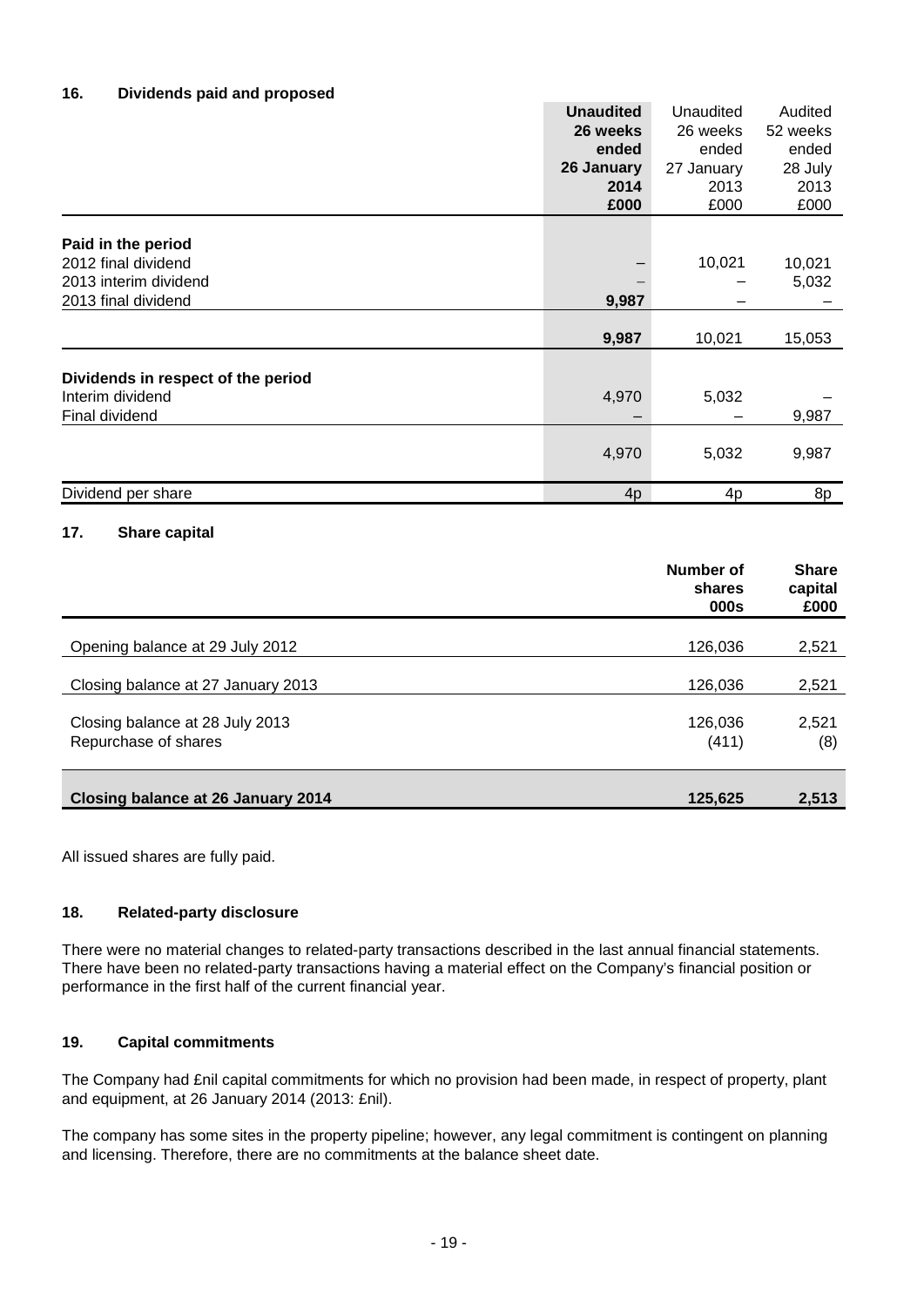### 16. Dividends paid and proposed

| | **Unaudited 26 weeks ended 26 January 2014 £000** | Unaudited 26 weeks ended 27 January 2013 £000 | Audited 52 weeks ended 28 July 2013 £000 |
|---|---|---|---|
| **Paid in the period** | | | |
| 2012 final dividend | – | 10,021 | 10,021 |
| 2013 interim dividend | – | – | 5,032 |
| 2013 final dividend | **9,987** | – | – |
| | **9,987** | 10,021 | 15,053 |
| **Dividends in respect of the period** | | | |
| Interim dividend | 4,970 | 5,032 | – |
| Final dividend | – | – | 9,987 |
| | 4,970 | 5,032 | 9,987 |
| Dividend per share | 4p | 4p | 8p |

### 17. Share capital

| | **Number of shares 000s** | **Share capital £000** |
|---|---|---|
| Opening balance at 29 July 2012 | 126,036 | 2,521 |
| Closing balance at 27 January 2013 | 126,036 | 2,521 |
| Closing balance at 28 July 2013 | 126,036 | 2,521 |
| Repurchase of shares | (411) | (8) |
| **Closing balance at 26 January 2014** | **125,625** | **2,513** |

All issued shares are fully paid.

### 18. Related-party disclosure

There were no material changes to related-party transactions described in the last annual financial statements. There have been no related-party transactions having a material effect on the Company's financial position or performance in the first half of the current financial year.

### 19. Capital commitments

The Company had £nil capital commitments for which no provision had been made, in respect of property, plant and equipment, at 26 January 2014 (2013: £nil).

The company has some sites in the property pipeline; however, any legal commitment is contingent on planning and licensing. Therefore, there are no commitments at the balance sheet date.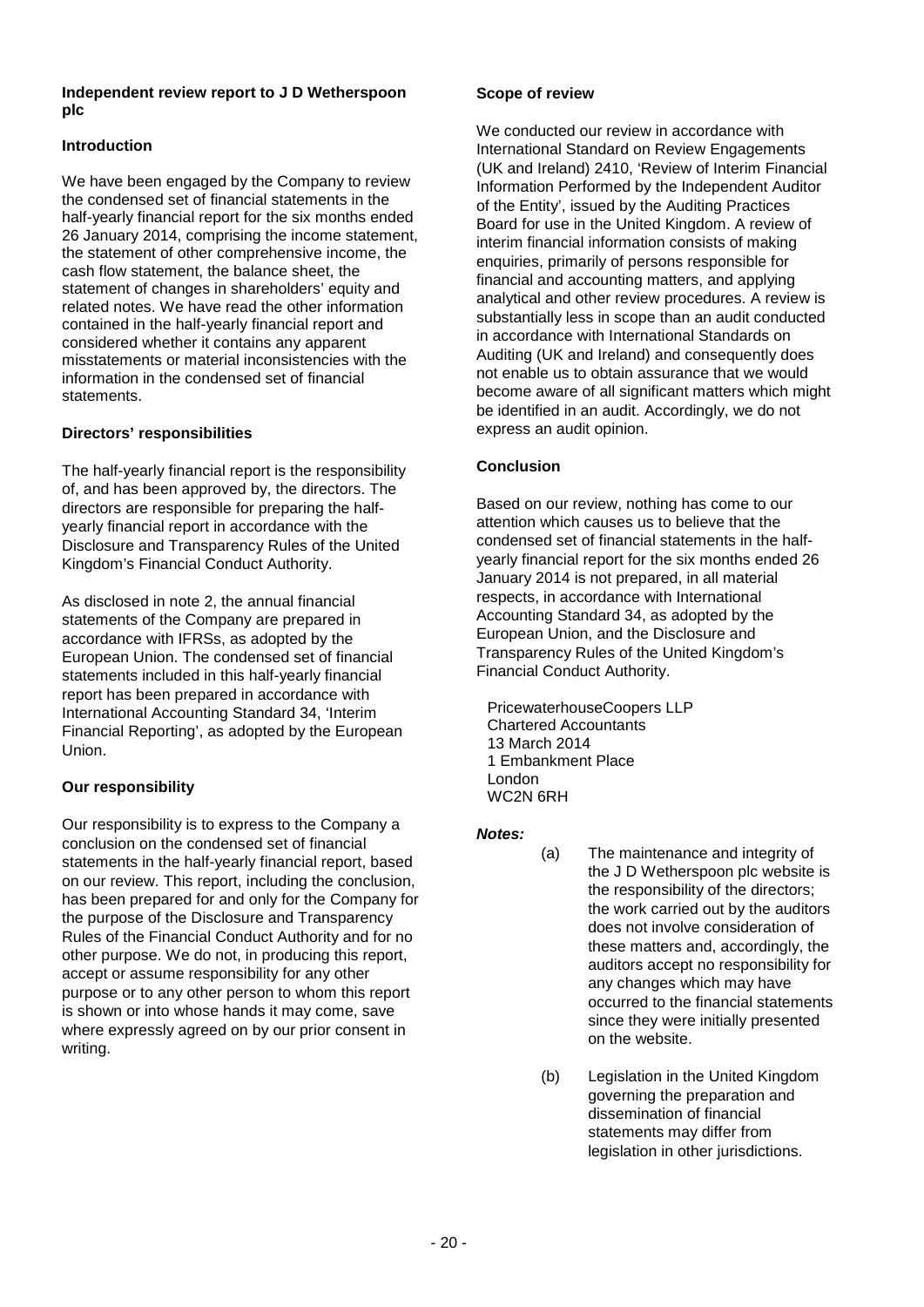## Independent review report to J D Wetherspoon plc

### Introduction

We have been engaged by the Company to review the condensed set of financial statements in the half-yearly financial report for the six months ended 26 January 2014, comprising the income statement, the statement of other comprehensive income, the cash flow statement, the balance sheet, the statement of changes in shareholders' equity and related notes. We have read the other information contained in the half-yearly financial report and considered whether it contains any apparent misstatements or material inconsistencies with the information in the condensed set of financial statements.

### Directors' responsibilities

The half-yearly financial report is the responsibility of, and has been approved by, the directors. The directors are responsible for preparing the half-yearly financial report in accordance with the Disclosure and Transparency Rules of the United Kingdom's Financial Conduct Authority.

As disclosed in note 2, the annual financial statements of the Company are prepared in accordance with IFRSs, as adopted by the European Union. The condensed set of financial statements included in this half-yearly financial report has been prepared in accordance with International Accounting Standard 34, 'Interim Financial Reporting', as adopted by the European Union.

### Our responsibility

Our responsibility is to express to the Company a conclusion on the condensed set of financial statements in the half-yearly financial report, based on our review. This report, including the conclusion, has been prepared for and only for the Company for the purpose of the Disclosure and Transparency Rules of the Financial Conduct Authority and for no other purpose. We do not, in producing this report, accept or assume responsibility for any other purpose or to any other person to whom this report is shown or into whose hands it may come, save where expressly agreed on by our prior consent in writing.

### Scope of review

We conducted our review in accordance with International Standard on Review Engagements (UK and Ireland) 2410, 'Review of Interim Financial Information Performed by the Independent Auditor of the Entity', issued by the Auditing Practices Board for use in the United Kingdom. A review of interim financial information consists of making enquiries, primarily of persons responsible for financial and accounting matters, and applying analytical and other review procedures. A review is substantially less in scope than an audit conducted in accordance with International Standards on Auditing (UK and Ireland) and consequently does not enable us to obtain assurance that we would become aware of all significant matters which might be identified in an audit. Accordingly, we do not express an audit opinion.

### Conclusion

Based on our review, nothing has come to our attention which causes us to believe that the condensed set of financial statements in the half-yearly financial report for the six months ended 26 January 2014 is not prepared, in all material respects, in accordance with International Accounting Standard 34, as adopted by the European Union, and the Disclosure and Transparency Rules of the United Kingdom's Financial Conduct Authority.

PricewaterhouseCoopers LLP
Chartered Accountants
13 March 2014
1 Embankment Place
London
WC2N 6RH

***Notes:***

(a) The maintenance and integrity of the J D Wetherspoon plc website is the responsibility of the directors; the work carried out by the auditors does not involve consideration of these matters and, accordingly, the auditors accept no responsibility for any changes which may have occurred to the financial statements since they were initially presented on the website.

(b) Legislation in the United Kingdom governing the preparation and dissemination of financial statements may differ from legislation in other jurisdictions.